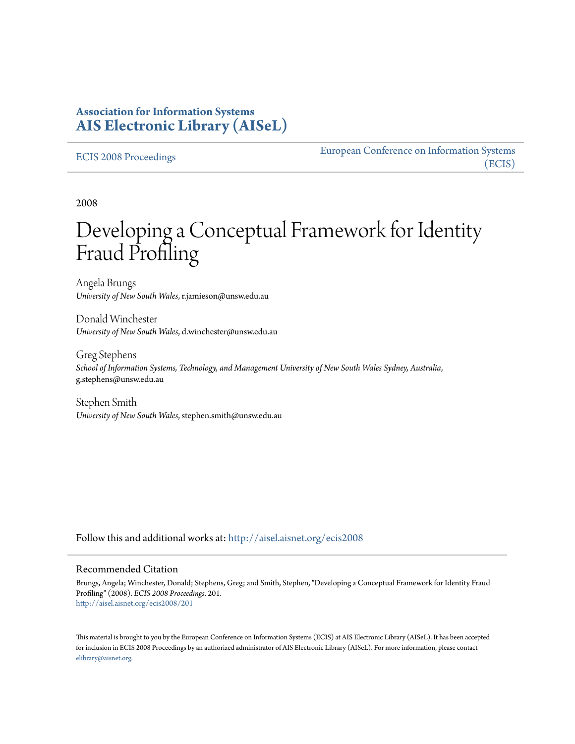**Association for Information Systems**
**AIS Electronic Library (AISeL)**

ECIS 2008 Proceedings

European Conference on Information Systems (ECIS)

2008

# Developing a Conceptual Framework for Identity Fraud Profiling

Angela Brungs
*University of New South Wales*, r.jamieson@unsw.edu.au

Donald Winchester
*University of New South Wales*, d.winchester@unsw.edu.au

Greg Stephens
*School of Information Systems, Technology, and Management University of New South Wales Sydney, Australia*, g.stephens@unsw.edu.au

Stephen Smith
*University of New South Wales*, stephen.smith@unsw.edu.au

Follow this and additional works at: http://aisel.aisnet.org/ecis2008

## Recommended Citation

Brungs, Angela; Winchester, Donald; Stephens, Greg; and Smith, Stephen, "Developing a Conceptual Framework for Identity Fraud Profiling" (2008). *ECIS 2008 Proceedings*. 201.
http://aisel.aisnet.org/ecis2008/201

This material is brought to you by the European Conference on Information Systems (ECIS) at AIS Electronic Library (AISeL). It has been accepted for inclusion in ECIS 2008 Proceedings by an authorized administrator of AIS Electronic Library (AISeL). For more information, please contact elibrary@aisnet.org.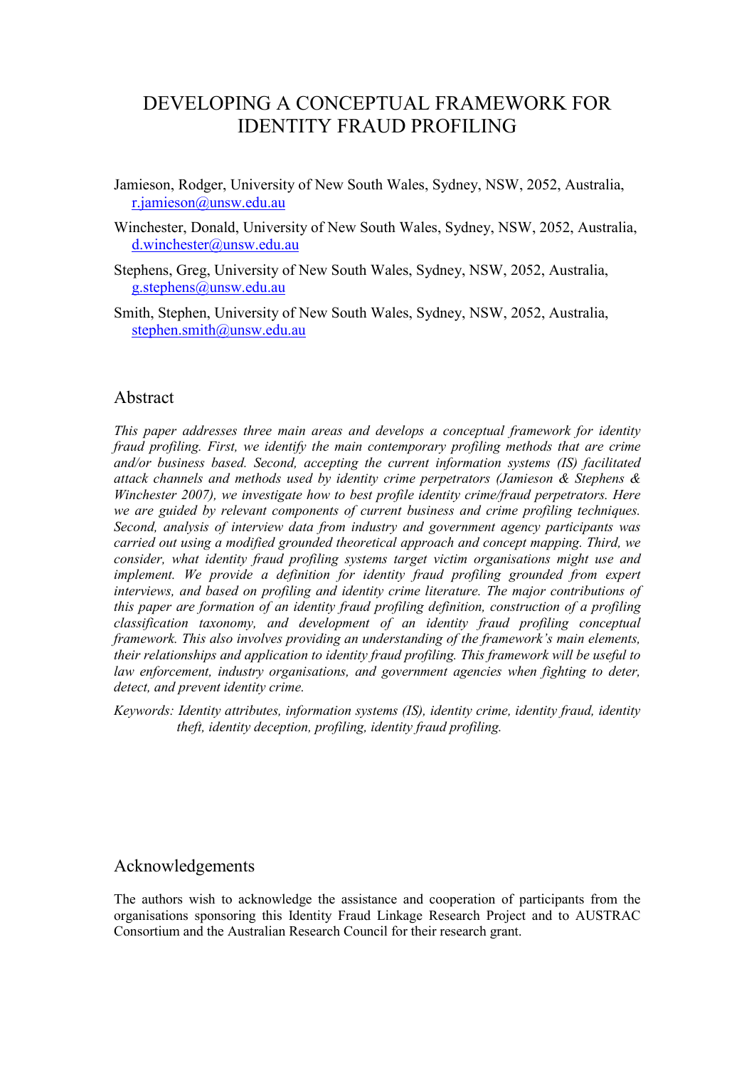# DEVELOPING A CONCEPTUAL FRAMEWORK FOR IDENTITY FRAUD PROFILING

Jamieson, Rodger, University of New South Wales, Sydney, NSW, 2052, Australia, r.jamieson@unsw.edu.au

Winchester, Donald, University of New South Wales, Sydney, NSW, 2052, Australia, d.winchester@unsw.edu.au

Stephens, Greg, University of New South Wales, Sydney, NSW, 2052, Australia, g.stephens@unsw.edu.au

Smith, Stephen, University of New South Wales, Sydney, NSW, 2052, Australia, stephen.smith@unsw.edu.au

## Abstract

*This paper addresses three main areas and develops a conceptual framework for identity fraud profiling. First, we identify the main contemporary profiling methods that are crime and/or business based. Second, accepting the current information systems (IS) facilitated attack channels and methods used by identity crime perpetrators (Jamieson & Stephens & Winchester 2007), we investigate how to best profile identity crime/fraud perpetrators. Here we are guided by relevant components of current business and crime profiling techniques. Second, analysis of interview data from industry and government agency participants was carried out using a modified grounded theoretical approach and concept mapping. Third, we consider, what identity fraud profiling systems target victim organisations might use and implement. We provide a definition for identity fraud profiling grounded from expert interviews, and based on profiling and identity crime literature. The major contributions of this paper are formation of an identity fraud profiling definition, construction of a profiling classification taxonomy, and development of an identity fraud profiling conceptual framework. This also involves providing an understanding of the framework's main elements, their relationships and application to identity fraud profiling. This framework will be useful to law enforcement, industry organisations, and government agencies when fighting to deter, detect, and prevent identity crime.*

*Keywords: Identity attributes, information systems (IS), identity crime, identity fraud, identity theft, identity deception, profiling, identity fraud profiling.*

## Acknowledgements

The authors wish to acknowledge the assistance and cooperation of participants from the organisations sponsoring this Identity Fraud Linkage Research Project and to AUSTRAC Consortium and the Australian Research Council for their research grant.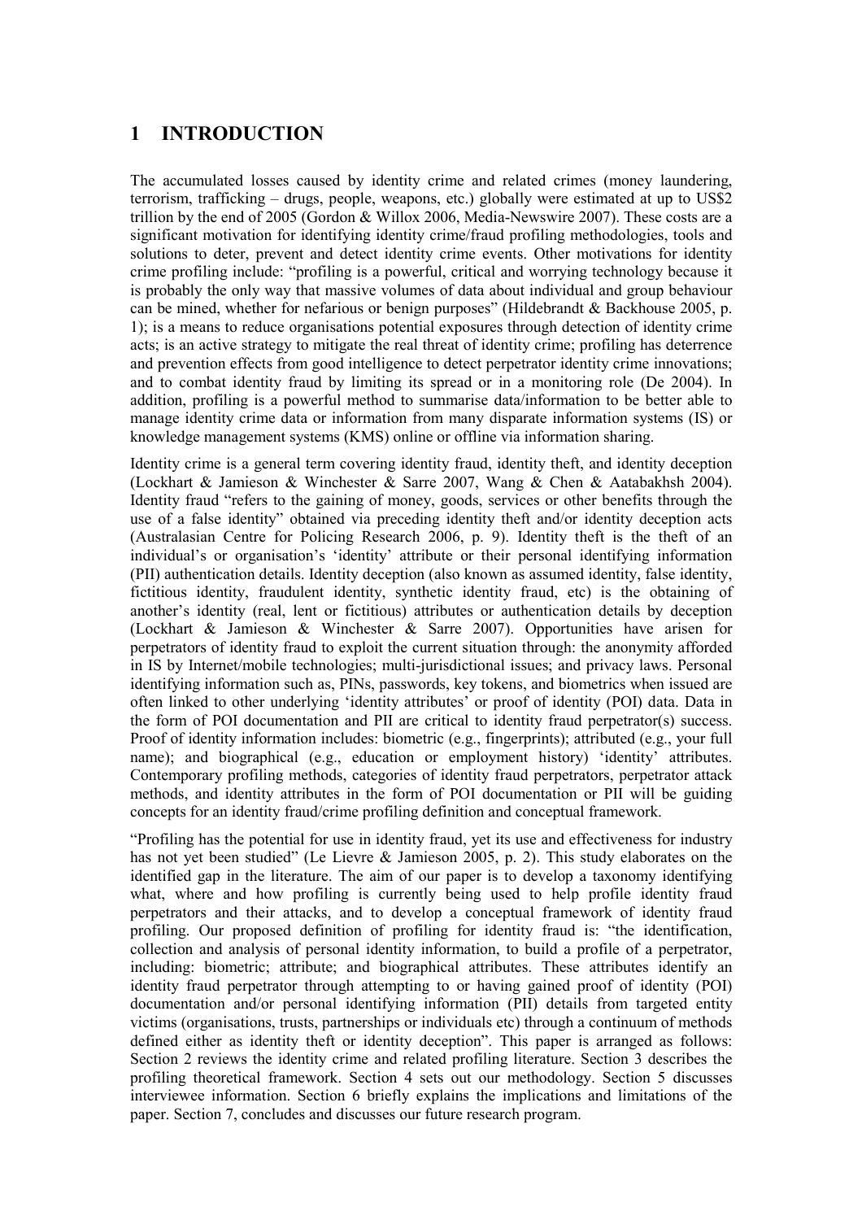# 1 INTRODUCTION

The accumulated losses caused by identity crime and related crimes (money laundering, terrorism, trafficking – drugs, people, weapons, etc.) globally were estimated at up to US$2 trillion by the end of 2005 (Gordon & Willox 2006, Media-Newswire 2007). These costs are a significant motivation for identifying identity crime/fraud profiling methodologies, tools and solutions to deter, prevent and detect identity crime events. Other motivations for identity crime profiling include: "profiling is a powerful, critical and worrying technology because it is probably the only way that massive volumes of data about individual and group behaviour can be mined, whether for nefarious or benign purposes" (Hildebrandt & Backhouse 2005, p. 1); is a means to reduce organisations potential exposures through detection of identity crime acts; is an active strategy to mitigate the real threat of identity crime; profiling has deterrence and prevention effects from good intelligence to detect perpetrator identity crime innovations; and to combat identity fraud by limiting its spread or in a monitoring role (De 2004). In addition, profiling is a powerful method to summarise data/information to be better able to manage identity crime data or information from many disparate information systems (IS) or knowledge management systems (KMS) online or offline via information sharing.

Identity crime is a general term covering identity fraud, identity theft, and identity deception (Lockhart & Jamieson & Winchester & Sarre 2007, Wang & Chen & Aatabakhsh 2004). Identity fraud "refers to the gaining of money, goods, services or other benefits through the use of a false identity" obtained via preceding identity theft and/or identity deception acts (Australasian Centre for Policing Research 2006, p. 9). Identity theft is the theft of an individual's or organisation's 'identity' attribute or their personal identifying information (PII) authentication details. Identity deception (also known as assumed identity, false identity, fictitious identity, fraudulent identity, synthetic identity fraud, etc) is the obtaining of another's identity (real, lent or fictitious) attributes or authentication details by deception (Lockhart & Jamieson & Winchester & Sarre 2007). Opportunities have arisen for perpetrators of identity fraud to exploit the current situation through: the anonymity afforded in IS by Internet/mobile technologies; multi-jurisdictional issues; and privacy laws. Personal identifying information such as, PINs, passwords, key tokens, and biometrics when issued are often linked to other underlying 'identity attributes' or proof of identity (POI) data. Data in the form of POI documentation and PII are critical to identity fraud perpetrator(s) success. Proof of identity information includes: biometric (e.g., fingerprints); attributed (e.g., your full name); and biographical (e.g., education or employment history) 'identity' attributes. Contemporary profiling methods, categories of identity fraud perpetrators, perpetrator attack methods, and identity attributes in the form of POI documentation or PII will be guiding concepts for an identity fraud/crime profiling definition and conceptual framework.

"Profiling has the potential for use in identity fraud, yet its use and effectiveness for industry has not yet been studied" (Le Lievre & Jamieson 2005, p. 2). This study elaborates on the identified gap in the literature. The aim of our paper is to develop a taxonomy identifying what, where and how profiling is currently being used to help profile identity fraud perpetrators and their attacks, and to develop a conceptual framework of identity fraud profiling. Our proposed definition of profiling for identity fraud is: "the identification, collection and analysis of personal identity information, to build a profile of a perpetrator, including: biometric; attribute; and biographical attributes. These attributes identify an identity fraud perpetrator through attempting to or having gained proof of identity (POI) documentation and/or personal identifying information (PII) details from targeted entity victims (organisations, trusts, partnerships or individuals etc) through a continuum of methods defined either as identity theft or identity deception". This paper is arranged as follows: Section 2 reviews the identity crime and related profiling literature. Section 3 describes the profiling theoretical framework. Section 4 sets out our methodology. Section 5 discusses interviewee information. Section 6 briefly explains the implications and limitations of the paper. Section 7, concludes and discusses our future research program.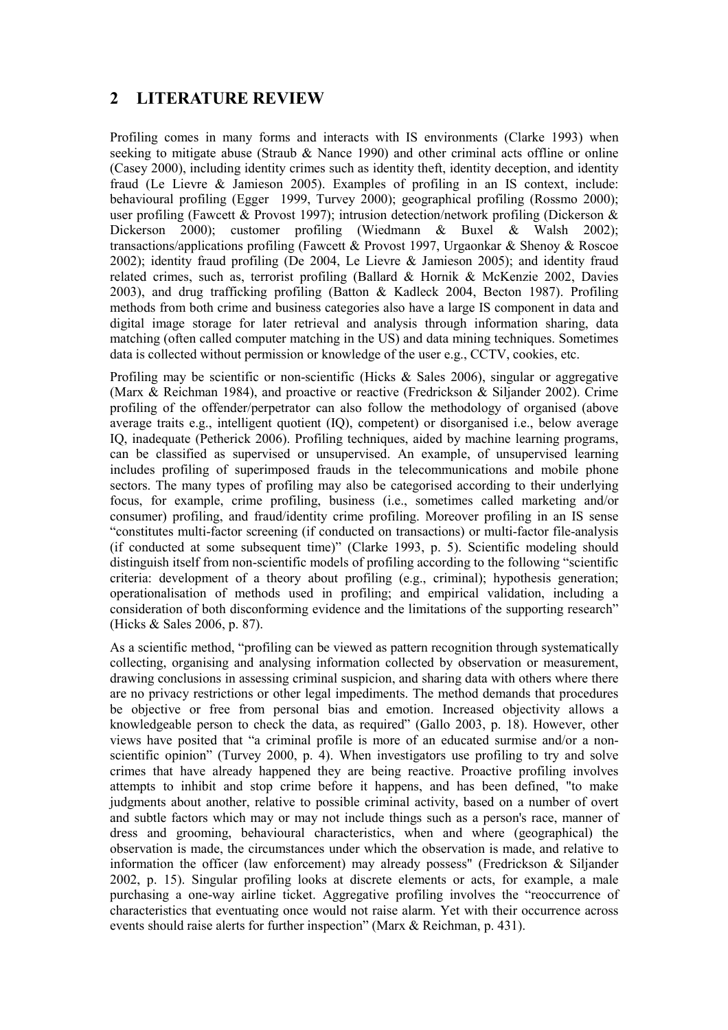## 2 LITERATURE REVIEW

Profiling comes in many forms and interacts with IS environments (Clarke 1993) when seeking to mitigate abuse (Straub & Nance 1990) and other criminal acts offline or online (Casey 2000), including identity crimes such as identity theft, identity deception, and identity fraud (Le Lievre & Jamieson 2005). Examples of profiling in an IS context, include: behavioural profiling (Egger 1999, Turvey 2000); geographical profiling (Rossmo 2000); user profiling (Fawcett & Provost 1997); intrusion detection/network profiling (Dickerson & Dickerson 2000); customer profiling (Wiedmann & Buxel & Walsh 2002); transactions/applications profiling (Fawcett & Provost 1997, Urgaonkar & Shenoy & Roscoe 2002); identity fraud profiling (De 2004, Le Lievre & Jamieson 2005); and identity fraud related crimes, such as, terrorist profiling (Ballard & Hornik & McKenzie 2002, Davies 2003), and drug trafficking profiling (Batton & Kadleck 2004, Becton 1987). Profiling methods from both crime and business categories also have a large IS component in data and digital image storage for later retrieval and analysis through information sharing, data matching (often called computer matching in the US) and data mining techniques. Sometimes data is collected without permission or knowledge of the user e.g., CCTV, cookies, etc.

Profiling may be scientific or non-scientific (Hicks & Sales 2006), singular or aggregative (Marx & Reichman 1984), and proactive or reactive (Fredrickson & Siljander 2002). Crime profiling of the offender/perpetrator can also follow the methodology of organised (above average traits e.g., intelligent quotient (IQ), competent) or disorganised i.e., below average IQ, inadequate (Petherick 2006). Profiling techniques, aided by machine learning programs, can be classified as supervised or unsupervised. An example, of unsupervised learning includes profiling of superimposed frauds in the telecommunications and mobile phone sectors. The many types of profiling may also be categorised according to their underlying focus, for example, crime profiling, business (i.e., sometimes called marketing and/or consumer) profiling, and fraud/identity crime profiling. Moreover profiling in an IS sense "constitutes multi-factor screening (if conducted on transactions) or multi-factor file-analysis (if conducted at some subsequent time)" (Clarke 1993, p. 5). Scientific modeling should distinguish itself from non-scientific models of profiling according to the following "scientific criteria: development of a theory about profiling (e.g., criminal); hypothesis generation; operationalisation of methods used in profiling; and empirical validation, including a consideration of both disconforming evidence and the limitations of the supporting research" (Hicks & Sales 2006, p. 87).

As a scientific method, "profiling can be viewed as pattern recognition through systematically collecting, organising and analysing information collected by observation or measurement, drawing conclusions in assessing criminal suspicion, and sharing data with others where there are no privacy restrictions or other legal impediments. The method demands that procedures be objective or free from personal bias and emotion. Increased objectivity allows a knowledgeable person to check the data, as required" (Gallo 2003, p. 18). However, other views have posited that "a criminal profile is more of an educated surmise and/or a non-scientific opinion" (Turvey 2000, p. 4). When investigators use profiling to try and solve crimes that have already happened they are being reactive. Proactive profiling involves attempts to inhibit and stop crime before it happens, and has been defined, "to make judgments about another, relative to possible criminal activity, based on a number of overt and subtle factors which may or may not include things such as a person's race, manner of dress and grooming, behavioural characteristics, when and where (geographical) the observation is made, the circumstances under which the observation is made, and relative to information the officer (law enforcement) may already possess" (Fredrickson & Siljander 2002, p. 15). Singular profiling looks at discrete elements or acts, for example, a male purchasing a one-way airline ticket. Aggregative profiling involves the "reoccurrence of characteristics that eventuating once would not raise alarm. Yet with their occurrence across events should raise alerts for further inspection" (Marx & Reichman, p. 431).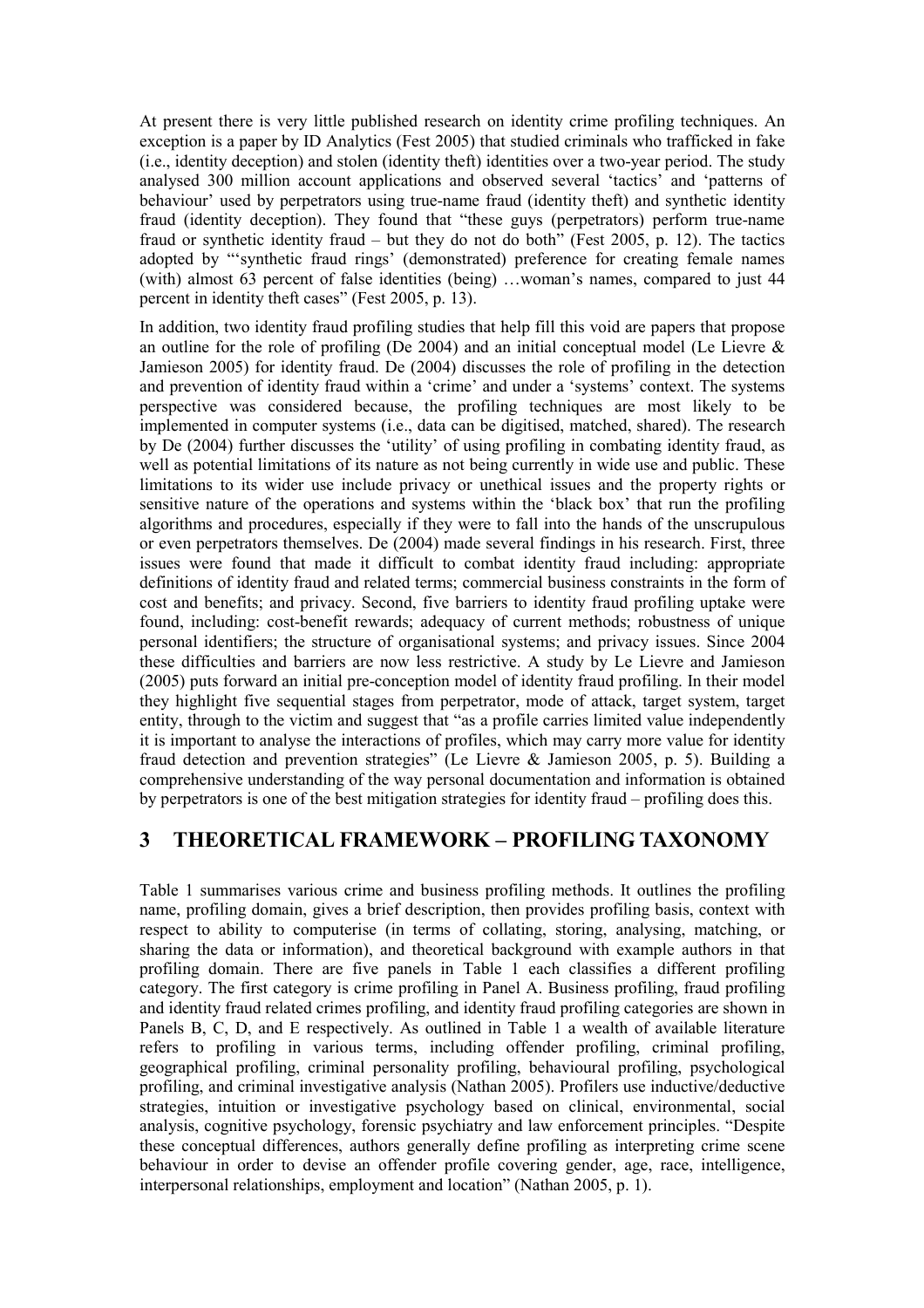At present there is very little published research on identity crime profiling techniques. An exception is a paper by ID Analytics (Fest 2005) that studied criminals who trafficked in fake (i.e., identity deception) and stolen (identity theft) identities over a two-year period. The study analysed 300 million account applications and observed several 'tactics' and 'patterns of behaviour' used by perpetrators using true-name fraud (identity theft) and synthetic identity fraud (identity deception). They found that "these guys (perpetrators) perform true-name fraud or synthetic identity fraud – but they do not do both" (Fest 2005, p. 12). The tactics adopted by "'synthetic fraud rings' (demonstrated) preference for creating female names (with) almost 63 percent of false identities (being) …woman's names, compared to just 44 percent in identity theft cases" (Fest 2005, p. 13).

In addition, two identity fraud profiling studies that help fill this void are papers that propose an outline for the role of profiling (De 2004) and an initial conceptual model (Le Lievre & Jamieson 2005) for identity fraud. De (2004) discusses the role of profiling in the detection and prevention of identity fraud within a 'crime' and under a 'systems' context. The systems perspective was considered because, the profiling techniques are most likely to be implemented in computer systems (i.e., data can be digitised, matched, shared). The research by De (2004) further discusses the 'utility' of using profiling in combating identity fraud, as well as potential limitations of its nature as not being currently in wide use and public. These limitations to its wider use include privacy or unethical issues and the property rights or sensitive nature of the operations and systems within the 'black box' that run the profiling algorithms and procedures, especially if they were to fall into the hands of the unscrupulous or even perpetrators themselves. De (2004) made several findings in his research. First, three issues were found that made it difficult to combat identity fraud including: appropriate definitions of identity fraud and related terms; commercial business constraints in the form of cost and benefits; and privacy. Second, five barriers to identity fraud profiling uptake were found, including: cost-benefit rewards; adequacy of current methods; robustness of unique personal identifiers; the structure of organisational systems; and privacy issues. Since 2004 these difficulties and barriers are now less restrictive. A study by Le Lievre and Jamieson (2005) puts forward an initial pre-conception model of identity fraud profiling. In their model they highlight five sequential stages from perpetrator, mode of attack, target system, target entity, through to the victim and suggest that "as a profile carries limited value independently it is important to analyse the interactions of profiles, which may carry more value for identity fraud detection and prevention strategies" (Le Lievre & Jamieson 2005, p. 5). Building a comprehensive understanding of the way personal documentation and information is obtained by perpetrators is one of the best mitigation strategies for identity fraud – profiling does this.

## 3 THEORETICAL FRAMEWORK – PROFILING TAXONOMY

Table 1 summarises various crime and business profiling methods. It outlines the profiling name, profiling domain, gives a brief description, then provides profiling basis, context with respect to ability to computerise (in terms of collating, storing, analysing, matching, or sharing the data or information), and theoretical background with example authors in that profiling domain. There are five panels in Table 1 each classifies a different profiling category. The first category is crime profiling in Panel A. Business profiling, fraud profiling and identity fraud related crimes profiling, and identity fraud profiling categories are shown in Panels B, C, D, and E respectively. As outlined in Table 1 a wealth of available literature refers to profiling in various terms, including offender profiling, criminal profiling, geographical profiling, criminal personality profiling, behavioural profiling, psychological profiling, and criminal investigative analysis (Nathan 2005). Profilers use inductive/deductive strategies, intuition or investigative psychology based on clinical, environmental, social analysis, cognitive psychology, forensic psychiatry and law enforcement principles. "Despite these conceptual differences, authors generally define profiling as interpreting crime scene behaviour in order to devise an offender profile covering gender, age, race, intelligence, interpersonal relationships, employment and location" (Nathan 2005, p. 1).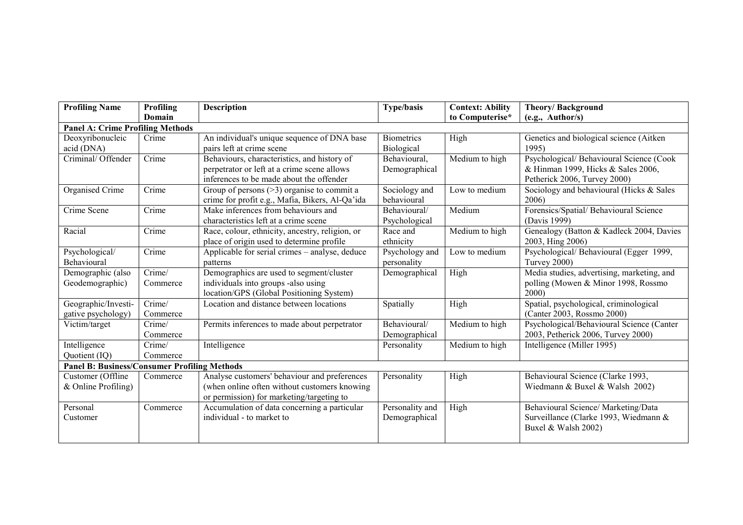| Profiling Name | Profiling Domain | Description | Type/basis | Context: Ability to Computerise* | Theory/ Background (e.g., Author/s) |
|---|---|---|---|---|---|
| **Panel A: Crime Profiling Methods** | | | | | |
| Deoxyribonucleic acid (DNA) | Crime | An individual's unique sequence of DNA base pairs left at crime scene | Biometrics Biological | High | Genetics and biological science (Aitken 1995) |
| Criminal/ Offender | Crime | Behaviours, characteristics, and history of perpetrator or left at a crime scene allows inferences to be made about the offender | Behavioural, Demographical | Medium to high | Psychological/ Behavioural Science (Cook & Hinman 1999, Hicks & Sales 2006, Petherick 2006, Turvey 2000) |
| Organised Crime | Crime | Group of persons (>3) organise to commit a crime for profit e.g., Mafia, Bikers, Al-Qa'ida | Sociology and behavioural | Low to medium | Sociology and behavioural (Hicks & Sales 2006) |
| Crime Scene | Crime | Make inferences from behaviours and characteristics left at a crime scene | Behavioural/ Psychological | Medium | Forensics/Spatial/ Behavioural Science (Davis 1999) |
| Racial | Crime | Race, colour, ethnicity, ancestry, religion, or place of origin used to determine profile | Race and ethnicity | Medium to high | Genealogy (Batton & Kadleck 2004, Davies 2003, Hing 2006) |
| Psychological/ Behavioural | Crime | Applicable for serial crimes – analyse, deduce patterns | Psychology and personality | Low to medium | Psychological/ Behavioural (Egger 1999, Turvey 2000) |
| Demographic (also Geodemographic) | Crime/ Commerce | Demographics are used to segment/cluster individuals into groups -also using location/GPS (Global Positioning System) | Demographical | High | Media studies, advertising, marketing, and polling (Mowen & Minor 1998, Rossmo 2000) |
| Geographic/Investi-gative psychology) | Crime/ Commerce | Location and distance between locations | Spatially | High | Spatial, psychological, criminological (Canter 2003, Rossmo 2000) |
| Victim/target | Crime/ Commerce | Permits inferences to made about perpetrator | Behavioural/ Demographical | Medium to high | Psychological/Behavioural Science (Canter 2003, Petherick 2006, Turvey 2000) |
| Intelligence Quotient (IQ) | Crime/ Commerce | Intelligence | Personality | Medium to high | Intelligence (Miller 1995) |
| **Panel B: Business/Consumer Profiling Methods** | | | | | |
| Customer (Offline & Online Profiling) | Commerce | Analyse customers' behaviour and preferences (when online often without customers knowing or permission) for marketing/targeting to | Personality | High | Behavioural Science (Clarke 1993, Wiedmann & Buxel & Walsh 2002) |
| Personal Customer | Commerce | Accumulation of data concerning a particular individual - to market to | Personality and Demographical | High | Behavioural Science/ Marketing/Data Surveillance (Clarke 1993, Wiedmann & Buxel & Walsh 2002) |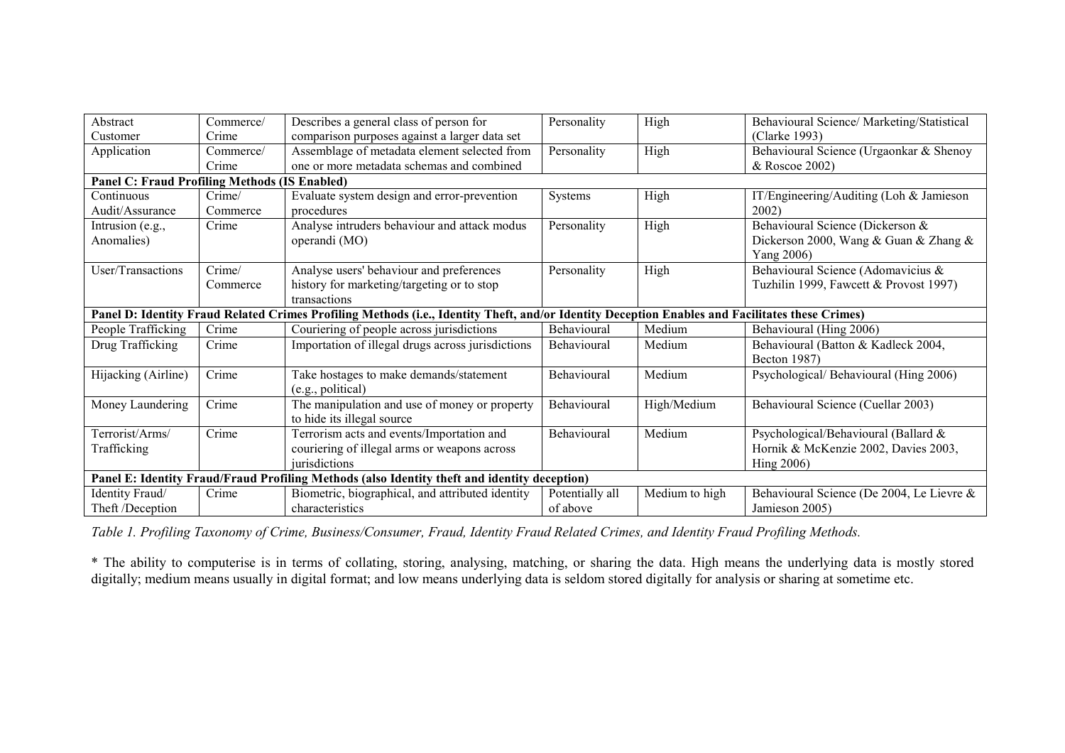| | | | | | |
|---|---|---|---|---|---|
| Abstract Customer | Commerce/ Crime | Describes a general class of person for comparison purposes against a larger data set | Personality | High | Behavioural Science/ Marketing/Statistical (Clarke 1993) |
| Application | Commerce/ Crime | Assemblage of metadata element selected from one or more metadata schemas and combined | Personality | High | Behavioural Science (Urgaonkar & Shenoy & Roscoe 2002) |
| **Panel C: Fraud Profiling Methods (IS Enabled)** | | | | | |
| Continuous Audit/Assurance | Crime/ Commerce | Evaluate system design and error-prevention procedures | Systems | High | IT/Engineering/Auditing (Loh & Jamieson 2002) |
| Intrusion (e.g., Anomalies) | Crime | Analyse intruders behaviour and attack modus operandi (MO) | Personality | High | Behavioural Science (Dickerson & Dickerson 2000, Wang & Guan & Zhang & Yang 2006) |
| User/Transactions | Crime/ Commerce | Analyse users' behaviour and preferences history for marketing/targeting or to stop transactions | Personality | High | Behavioural Science (Adomavicius & Tuzhilin 1999, Fawcett & Provost 1997) |
| **Panel D: Identity Fraud Related Crimes Profiling Methods (i.e., Identity Theft, and/or Identity Deception Enables and Facilitates these Crimes)** | | | | | |
| People Trafficking | Crime | Couriering of people across jurisdictions | Behavioural | Medium | Behavioural (Hing 2006) |
| Drug Trafficking | Crime | Importation of illegal drugs across jurisdictions | Behavioural | Medium | Behavioural (Batton & Kadleck 2004, Becton 1987) |
| Hijacking (Airline) | Crime | Take hostages to make demands/statement (e.g., political) | Behavioural | Medium | Psychological/ Behavioural (Hing 2006) |
| Money Laundering | Crime | The manipulation and use of money or property to hide its illegal source | Behavioural | High/Medium | Behavioural Science (Cuellar 2003) |
| Terrorist/Arms/ Trafficking | Crime | Terrorism acts and events/Importation and couriering of illegal arms or weapons across jurisdictions | Behavioural | Medium | Psychological/Behavioural (Ballard & Hornik & McKenzie 2002, Davies 2003, Hing 2006) |
| **Panel E: Identity Fraud/Fraud Profiling Methods (also Identity theft and identity deception)** | | | | | |
| Identity Fraud/ Theft /Deception | Crime | Biometric, biographical, and attributed identity characteristics | Potentially all of above | Medium to high | Behavioural Science (De 2004, Le Lievre & Jamieson 2005) |

*Table 1. Profiling Taxonomy of Crime, Business/Consumer, Fraud, Identity Fraud Related Crimes, and Identity Fraud Profiling Methods.*

* The ability to computerise is in terms of collating, storing, analysing, matching, or sharing the data. High means the underlying data is mostly stored digitally; medium means usually in digital format; and low means underlying data is seldom stored digitally for analysis or sharing at sometime etc.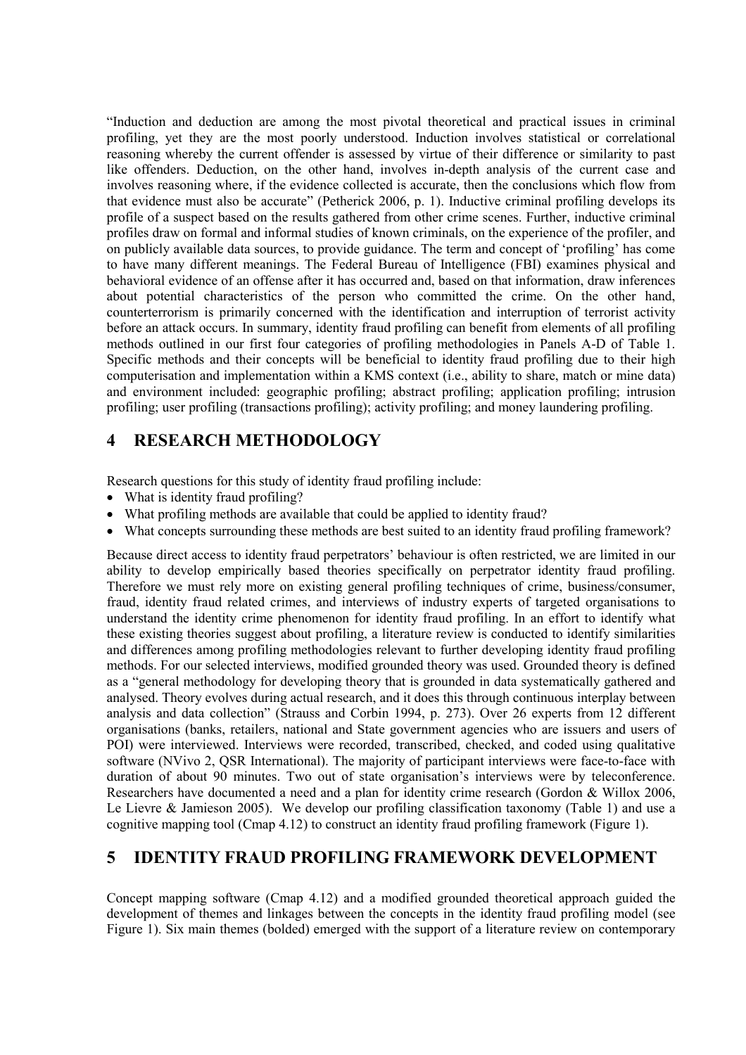"Induction and deduction are among the most pivotal theoretical and practical issues in criminal profiling, yet they are the most poorly understood. Induction involves statistical or correlational reasoning whereby the current offender is assessed by virtue of their difference or similarity to past like offenders. Deduction, on the other hand, involves in-depth analysis of the current case and involves reasoning where, if the evidence collected is accurate, then the conclusions which flow from that evidence must also be accurate" (Petherick 2006, p. 1). Inductive criminal profiling develops its profile of a suspect based on the results gathered from other crime scenes. Further, inductive criminal profiles draw on formal and informal studies of known criminals, on the experience of the profiler, and on publicly available data sources, to provide guidance. The term and concept of 'profiling' has come to have many different meanings. The Federal Bureau of Intelligence (FBI) examines physical and behavioral evidence of an offense after it has occurred and, based on that information, draw inferences about potential characteristics of the person who committed the crime. On the other hand, counterterrorism is primarily concerned with the identification and interruption of terrorist activity before an attack occurs. In summary, identity fraud profiling can benefit from elements of all profiling methods outlined in our first four categories of profiling methodologies in Panels A-D of Table 1. Specific methods and their concepts will be beneficial to identity fraud profiling due to their high computerisation and implementation within a KMS context (i.e., ability to share, match or mine data) and environment included: geographic profiling; abstract profiling; application profiling; intrusion profiling; user profiling (transactions profiling); activity profiling; and money laundering profiling.

# 4 RESEARCH METHODOLOGY

Research questions for this study of identity fraud profiling include:

- What is identity fraud profiling?
- What profiling methods are available that could be applied to identity fraud?
- What concepts surrounding these methods are best suited to an identity fraud profiling framework?

Because direct access to identity fraud perpetrators' behaviour is often restricted, we are limited in our ability to develop empirically based theories specifically on perpetrator identity fraud profiling. Therefore we must rely more on existing general profiling techniques of crime, business/consumer, fraud, identity fraud related crimes, and interviews of industry experts of targeted organisations to understand the identity crime phenomenon for identity fraud profiling. In an effort to identify what these existing theories suggest about profiling, a literature review is conducted to identify similarities and differences among profiling methodologies relevant to further developing identity fraud profiling methods. For our selected interviews, modified grounded theory was used. Grounded theory is defined as a "general methodology for developing theory that is grounded in data systematically gathered and analysed. Theory evolves during actual research, and it does this through continuous interplay between analysis and data collection" (Strauss and Corbin 1994, p. 273). Over 26 experts from 12 different organisations (banks, retailers, national and State government agencies who are issuers and users of POI) were interviewed. Interviews were recorded, transcribed, checked, and coded using qualitative software (NVivo 2, QSR International). The majority of participant interviews were face-to-face with duration of about 90 minutes. Two out of state organisation's interviews were by teleconference. Researchers have documented a need and a plan for identity crime research (Gordon & Willox 2006, Le Lievre & Jamieson 2005). We develop our profiling classification taxonomy (Table 1) and use a cognitive mapping tool (Cmap 4.12) to construct an identity fraud profiling framework (Figure 1).

# 5 IDENTITY FRAUD PROFILING FRAMEWORK DEVELOPMENT

Concept mapping software (Cmap 4.12) and a modified grounded theoretical approach guided the development of themes and linkages between the concepts in the identity fraud profiling model (see Figure 1). Six main themes (bolded) emerged with the support of a literature review on contemporary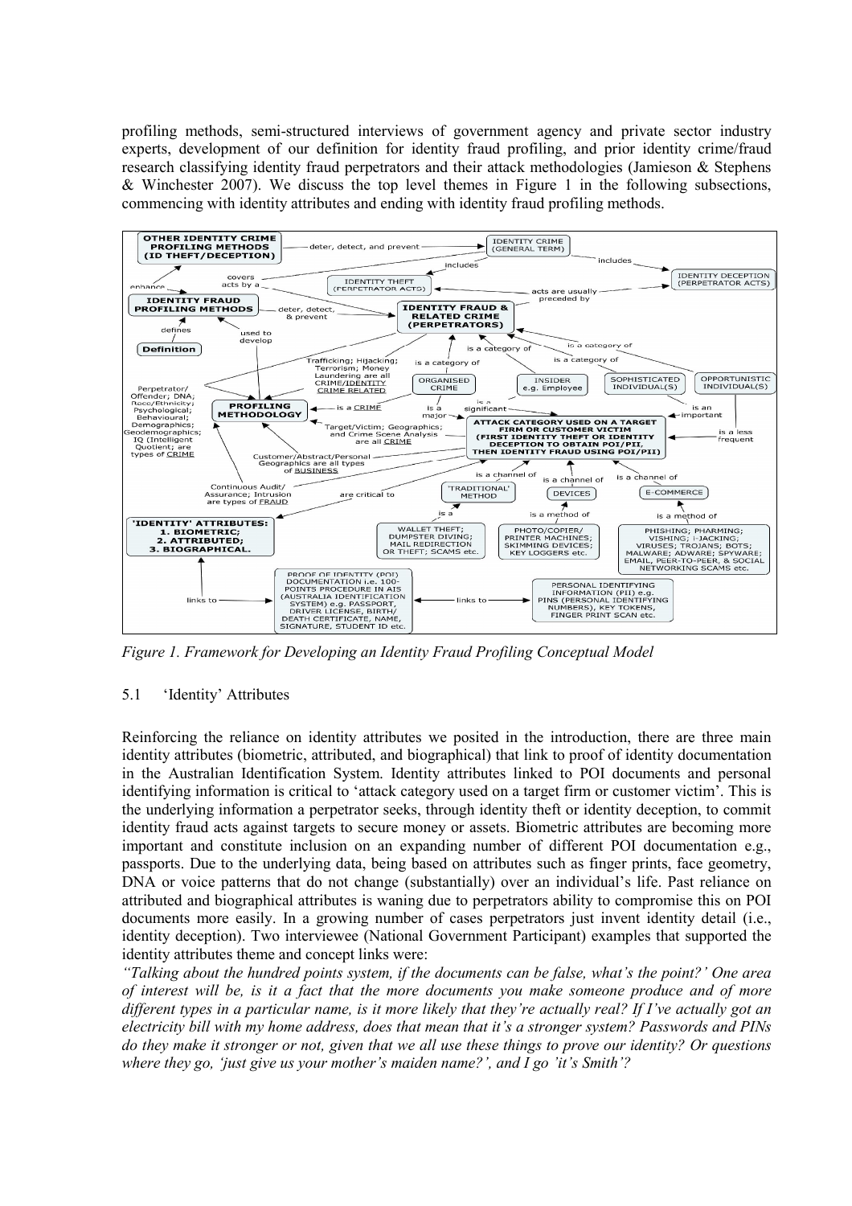profiling methods, semi-structured interviews of government agency and private sector industry experts, development of our definition for identity fraud profiling, and prior identity crime/fraud research classifying identity fraud perpetrators and their attack methodologies (Jamieson & Stephens & Winchester 2007). We discuss the top level themes in Figure 1 in the following subsections, commencing with identity attributes and ending with identity fraud profiling methods.

*Figure 1. Framework for Developing an Identity Fraud Profiling Conceptual Model*

### 5.1 'Identity' Attributes

Reinforcing the reliance on identity attributes we posited in the introduction, there are three main identity attributes (biometric, attributed, and biographical) that link to proof of identity documentation in the Australian Identification System. Identity attributes linked to POI documents and personal identifying information is critical to 'attack category used on a target firm or customer victim'. This is the underlying information a perpetrator seeks, through identity theft or identity deception, to commit identity fraud acts against targets to secure money or assets. Biometric attributes are becoming more important and constitute inclusion on an expanding number of different POI documentation e.g., passports. Due to the underlying data, being based on attributes such as finger prints, face geometry, DNA or voice patterns that do not change (substantially) over an individual's life. Past reliance on attributed and biographical attributes is waning due to perpetrators ability to compromise this on POI documents more easily. In a growing number of cases perpetrators just invent identity detail (i.e., identity deception). Two interviewee (National Government Participant) examples that supported the identity attributes theme and concept links were:

*"Talking about the hundred points system, if the documents can be false, what's the point?' One area of interest will be, is it a fact that the more documents you make someone produce and of more different types in a particular name, is it more likely that they're actually real? If I've actually got an electricity bill with my home address, does that mean that it's a stronger system? Passwords and PINs do they make it stronger or not, given that we all use these things to prove our identity? Or questions where they go, 'just give us your mother's maiden name?', and I go 'it's Smith'?*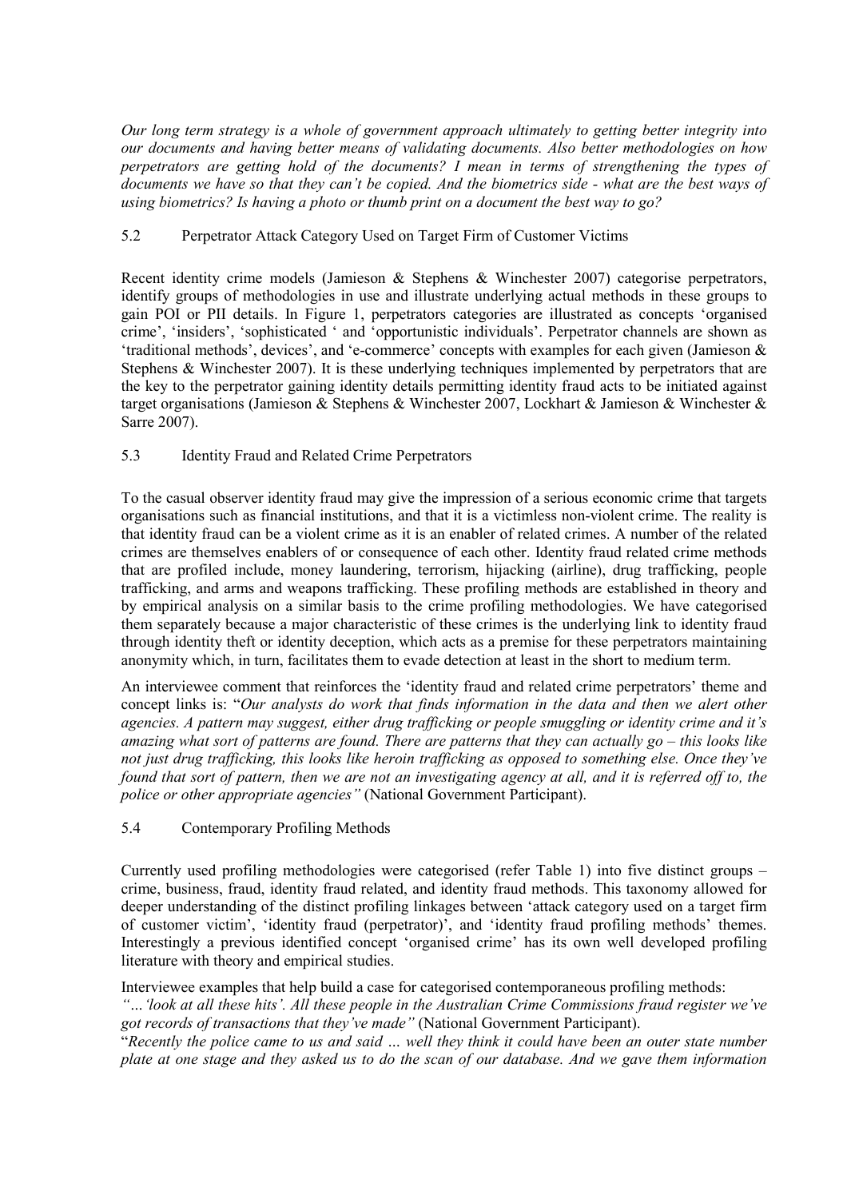*Our long term strategy is a whole of government approach ultimately to getting better integrity into our documents and having better means of validating documents. Also better methodologies on how perpetrators are getting hold of the documents? I mean in terms of strengthening the types of documents we have so that they can't be copied. And the biometrics side - what are the best ways of using biometrics? Is having a photo or thumb print on a document the best way to go?*

### 5.2 Perpetrator Attack Category Used on Target Firm of Customer Victims

Recent identity crime models (Jamieson & Stephens & Winchester 2007) categorise perpetrators, identify groups of methodologies in use and illustrate underlying actual methods in these groups to gain POI or PII details. In Figure 1, perpetrators categories are illustrated as concepts 'organised crime', 'insiders', 'sophisticated ' and 'opportunistic individuals'. Perpetrator channels are shown as 'traditional methods', devices', and 'e-commerce' concepts with examples for each given (Jamieson & Stephens & Winchester 2007). It is these underlying techniques implemented by perpetrators that are the key to the perpetrator gaining identity details permitting identity fraud acts to be initiated against target organisations (Jamieson & Stephens & Winchester 2007, Lockhart & Jamieson & Winchester & Sarre 2007).

### 5.3 Identity Fraud and Related Crime Perpetrators

To the casual observer identity fraud may give the impression of a serious economic crime that targets organisations such as financial institutions, and that it is a victimless non-violent crime. The reality is that identity fraud can be a violent crime as it is an enabler of related crimes. A number of the related crimes are themselves enablers of or consequence of each other. Identity fraud related crime methods that are profiled include, money laundering, terrorism, hijacking (airline), drug trafficking, people trafficking, and arms and weapons trafficking. These profiling methods are established in theory and by empirical analysis on a similar basis to the crime profiling methodologies. We have categorised them separately because a major characteristic of these crimes is the underlying link to identity fraud through identity theft or identity deception, which acts as a premise for these perpetrators maintaining anonymity which, in turn, facilitates them to evade detection at least in the short to medium term.

An interviewee comment that reinforces the 'identity fraud and related crime perpetrators' theme and concept links is: "*Our analysts do work that finds information in the data and then we alert other agencies. A pattern may suggest, either drug trafficking or people smuggling or identity crime and it's amazing what sort of patterns are found. There are patterns that they can actually go – this looks like not just drug trafficking, this looks like heroin trafficking as opposed to something else. Once they've found that sort of pattern, then we are not an investigating agency at all, and it is referred off to, the police or other appropriate agencies"* (National Government Participant).

### 5.4 Contemporary Profiling Methods

Currently used profiling methodologies were categorised (refer Table 1) into five distinct groups – crime, business, fraud, identity fraud related, and identity fraud methods. This taxonomy allowed for deeper understanding of the distinct profiling linkages between 'attack category used on a target firm of customer victim', 'identity fraud (perpetrator)', and 'identity fraud profiling methods' themes. Interestingly a previous identified concept 'organised crime' has its own well developed profiling literature with theory and empirical studies.

Interviewee examples that help build a case for categorised contemporaneous profiling methods:

*"…'look at all these hits'. All these people in the Australian Crime Commissions fraud register we've got records of transactions that they've made"* (National Government Participant).

"*Recently the police came to us and said … well they think it could have been an outer state number plate at one stage and they asked us to do the scan of our database. And we gave them information*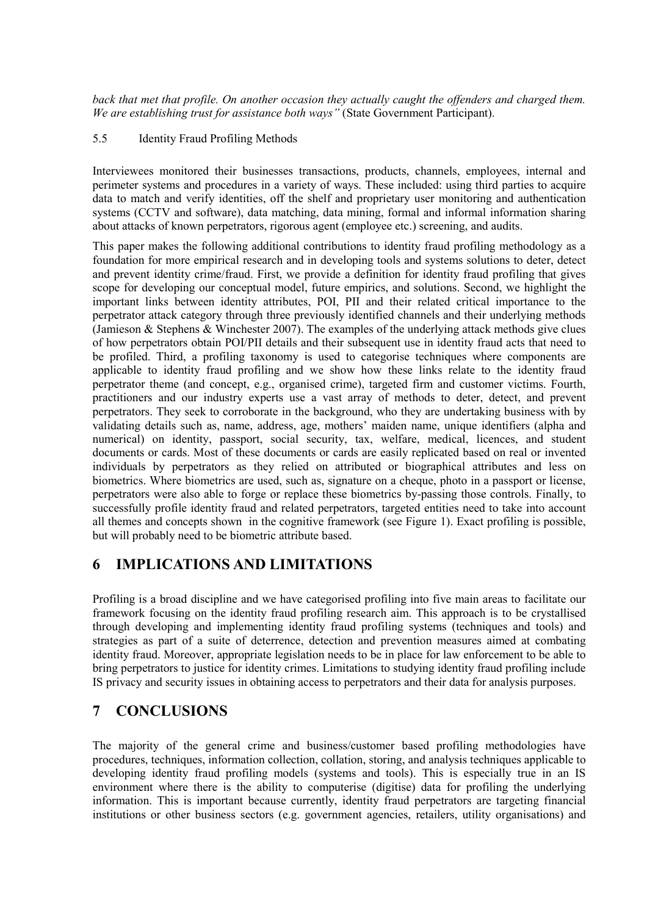*back that met that profile. On another occasion they actually caught the offenders and charged them. We are establishing trust for assistance both ways"* (State Government Participant).

### 5.5 Identity Fraud Profiling Methods

Interviewees monitored their businesses transactions, products, channels, employees, internal and perimeter systems and procedures in a variety of ways. These included: using third parties to acquire data to match and verify identities, off the shelf and proprietary user monitoring and authentication systems (CCTV and software), data matching, data mining, formal and informal information sharing about attacks of known perpetrators, rigorous agent (employee etc.) screening, and audits.

This paper makes the following additional contributions to identity fraud profiling methodology as a foundation for more empirical research and in developing tools and systems solutions to deter, detect and prevent identity crime/fraud. First, we provide a definition for identity fraud profiling that gives scope for developing our conceptual model, future empirics, and solutions. Second, we highlight the important links between identity attributes, POI, PII and their related critical importance to the perpetrator attack category through three previously identified channels and their underlying methods (Jamieson & Stephens & Winchester 2007). The examples of the underlying attack methods give clues of how perpetrators obtain POI/PII details and their subsequent use in identity fraud acts that need to be profiled. Third, a profiling taxonomy is used to categorise techniques where components are applicable to identity fraud profiling and we show how these links relate to the identity fraud perpetrator theme (and concept, e.g., organised crime), targeted firm and customer victims. Fourth, practitioners and our industry experts use a vast array of methods to deter, detect, and prevent perpetrators. They seek to corroborate in the background, who they are undertaking business with by validating details such as, name, address, age, mothers' maiden name, unique identifiers (alpha and numerical) on identity, passport, social security, tax, welfare, medical, licences, and student documents or cards. Most of these documents or cards are easily replicated based on real or invented individuals by perpetrators as they relied on attributed or biographical attributes and less on biometrics. Where biometrics are used, such as, signature on a cheque, photo in a passport or license, perpetrators were also able to forge or replace these biometrics by-passing those controls. Finally, to successfully profile identity fraud and related perpetrators, targeted entities need to take into account all themes and concepts shown in the cognitive framework (see Figure 1). Exact profiling is possible, but will probably need to be biometric attribute based.

## 6 IMPLICATIONS AND LIMITATIONS

Profiling is a broad discipline and we have categorised profiling into five main areas to facilitate our framework focusing on the identity fraud profiling research aim. This approach is to be crystallised through developing and implementing identity fraud profiling systems (techniques and tools) and strategies as part of a suite of deterrence, detection and prevention measures aimed at combating identity fraud. Moreover, appropriate legislation needs to be in place for law enforcement to be able to bring perpetrators to justice for identity crimes. Limitations to studying identity fraud profiling include IS privacy and security issues in obtaining access to perpetrators and their data for analysis purposes.

## 7 CONCLUSIONS

The majority of the general crime and business/customer based profiling methodologies have procedures, techniques, information collection, collation, storing, and analysis techniques applicable to developing identity fraud profiling models (systems and tools). This is especially true in an IS environment where there is the ability to computerise (digitise) data for profiling the underlying information. This is important because currently, identity fraud perpetrators are targeting financial institutions or other business sectors (e.g. government agencies, retailers, utility organisations) and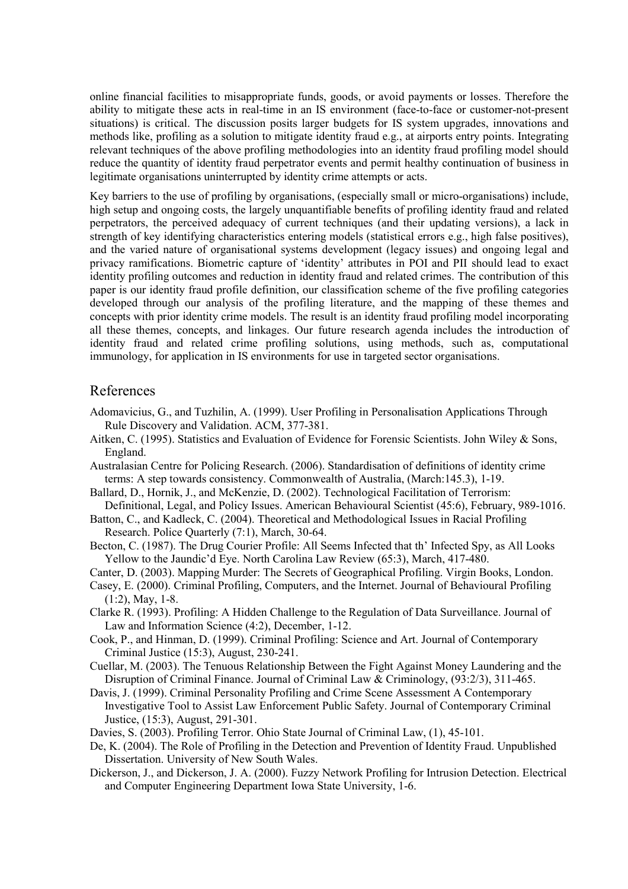online financial facilities to misappropriate funds, goods, or avoid payments or losses. Therefore the ability to mitigate these acts in real-time in an IS environment (face-to-face or customer-not-present situations) is critical. The discussion posits larger budgets for IS system upgrades, innovations and methods like, profiling as a solution to mitigate identity fraud e.g., at airports entry points. Integrating relevant techniques of the above profiling methodologies into an identity fraud profiling model should reduce the quantity of identity fraud perpetrator events and permit healthy continuation of business in legitimate organisations uninterrupted by identity crime attempts or acts.

Key barriers to the use of profiling by organisations, (especially small or micro-organisations) include, high setup and ongoing costs, the largely unquantifiable benefits of profiling identity fraud and related perpetrators, the perceived adequacy of current techniques (and their updating versions), a lack in strength of key identifying characteristics entering models (statistical errors e.g., high false positives), and the varied nature of organisational systems development (legacy issues) and ongoing legal and privacy ramifications. Biometric capture of 'identity' attributes in POI and PII should lead to exact identity profiling outcomes and reduction in identity fraud and related crimes. The contribution of this paper is our identity fraud profile definition, our classification scheme of the five profiling categories developed through our analysis of the profiling literature, and the mapping of these themes and concepts with prior identity crime models. The result is an identity fraud profiling model incorporating all these themes, concepts, and linkages. Our future research agenda includes the introduction of identity fraud and related crime profiling solutions, using methods, such as, computational immunology, for application in IS environments for use in targeted sector organisations.

## References

Adomavicius, G., and Tuzhilin, A. (1999). User Profiling in Personalisation Applications Through Rule Discovery and Validation. ACM, 377-381.

Aitken, C. (1995). Statistics and Evaluation of Evidence for Forensic Scientists. John Wiley & Sons, England.

Australasian Centre for Policing Research. (2006). Standardisation of definitions of identity crime terms: A step towards consistency. Commonwealth of Australia, (March:145.3), 1-19.

Ballard, D., Hornik, J., and McKenzie, D. (2002). Technological Facilitation of Terrorism: Definitional, Legal, and Policy Issues. American Behavioural Scientist (45:6), February, 989-1016.

Batton, C., and Kadleck, C. (2004). Theoretical and Methodological Issues in Racial Profiling Research. Police Quarterly (7:1), March, 30-64.

Becton, C. (1987). The Drug Courier Profile: All Seems Infected that th' Infected Spy, as All Looks Yellow to the Jaundic'd Eye. North Carolina Law Review (65:3), March, 417-480.

Canter, D. (2003). Mapping Murder: The Secrets of Geographical Profiling. Virgin Books, London.

Casey, E. (2000). Criminal Profiling, Computers, and the Internet. Journal of Behavioural Profiling (1:2), May, 1-8.

Clarke R. (1993). Profiling: A Hidden Challenge to the Regulation of Data Surveillance. Journal of Law and Information Science (4:2), December, 1-12.

Cook, P., and Hinman, D. (1999). Criminal Profiling: Science and Art. Journal of Contemporary Criminal Justice (15:3), August, 230-241.

Cuellar, M. (2003). The Tenuous Relationship Between the Fight Against Money Laundering and the Disruption of Criminal Finance. Journal of Criminal Law & Criminology, (93:2/3), 311-465.

Davis, J. (1999). Criminal Personality Profiling and Crime Scene Assessment A Contemporary Investigative Tool to Assist Law Enforcement Public Safety. Journal of Contemporary Criminal Justice, (15:3), August, 291-301.

Davies, S. (2003). Profiling Terror. Ohio State Journal of Criminal Law, (1), 45-101.

De, K. (2004). The Role of Profiling in the Detection and Prevention of Identity Fraud. Unpublished Dissertation. University of New South Wales.

Dickerson, J., and Dickerson, J. A. (2000). Fuzzy Network Profiling for Intrusion Detection. Electrical and Computer Engineering Department Iowa State University, 1-6.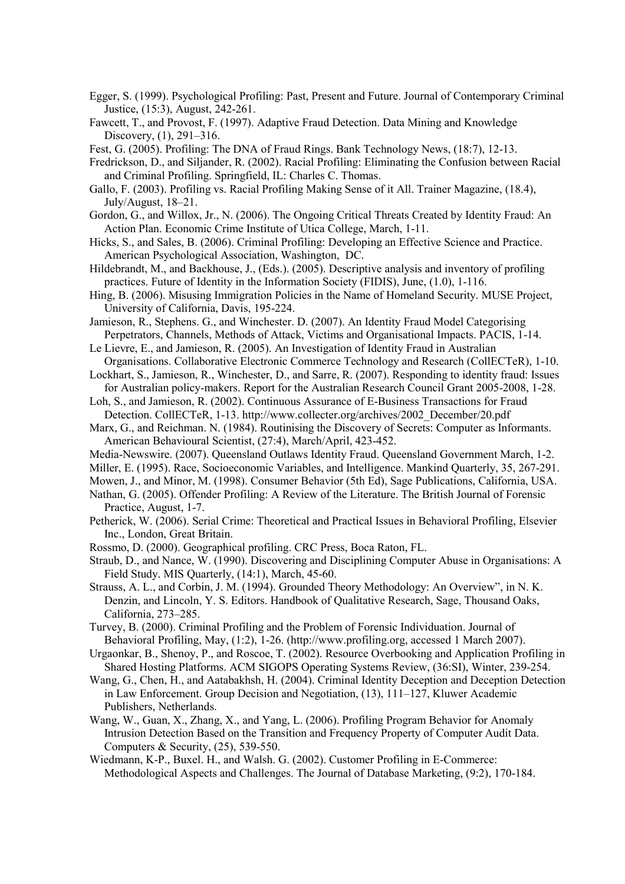Egger, S. (1999). Psychological Profiling: Past, Present and Future. Journal of Contemporary Criminal Justice, (15:3), August, 242-261.

Fawcett, T., and Provost, F. (1997). Adaptive Fraud Detection. Data Mining and Knowledge Discovery, (1), 291–316.

Fest, G. (2005). Profiling: The DNA of Fraud Rings. Bank Technology News, (18:7), 12-13.

Fredrickson, D., and Siljander, R. (2002). Racial Profiling: Eliminating the Confusion between Racial and Criminal Profiling. Springfield, IL: Charles C. Thomas.

Gallo, F. (2003). Profiling vs. Racial Profiling Making Sense of it All. Trainer Magazine, (18.4), July/August, 18–21.

Gordon, G., and Willox, Jr., N. (2006). The Ongoing Critical Threats Created by Identity Fraud: An Action Plan. Economic Crime Institute of Utica College, March, 1-11.

Hicks, S., and Sales, B. (2006). Criminal Profiling: Developing an Effective Science and Practice. American Psychological Association, Washington, DC.

Hildebrandt, M., and Backhouse, J., (Eds.). (2005). Descriptive analysis and inventory of profiling practices. Future of Identity in the Information Society (FIDIS), June, (1.0), 1-116.

Hing, B. (2006). Misusing Immigration Policies in the Name of Homeland Security. MUSE Project, University of California, Davis, 195-224.

Jamieson, R., Stephens. G., and Winchester. D. (2007). An Identity Fraud Model Categorising Perpetrators, Channels, Methods of Attack, Victims and Organisational Impacts. PACIS, 1-14.

Le Lievre, E., and Jamieson, R. (2005). An Investigation of Identity Fraud in Australian Organisations. Collaborative Electronic Commerce Technology and Research (CollECTeR), 1-10.

Lockhart, S., Jamieson, R., Winchester, D., and Sarre, R. (2007). Responding to identity fraud: Issues for Australian policy-makers. Report for the Australian Research Council Grant 2005-2008, 1-28.

Loh, S., and Jamieson, R. (2002). Continuous Assurance of E-Business Transactions for Fraud Detection. CollECTeR, 1-13. http://www.collecter.org/archives/2002_December/20.pdf

Marx, G., and Reichman. N. (1984). Routinising the Discovery of Secrets: Computer as Informants. American Behavioural Scientist, (27:4), March/April, 423-452.

Media-Newswire. (2007). Queensland Outlaws Identity Fraud. Queensland Government March, 1-2.

Miller, E. (1995). Race, Socioeconomic Variables, and Intelligence. Mankind Quarterly, 35, 267-291.

Mowen, J., and Minor, M. (1998). Consumer Behavior (5th Ed), Sage Publications, California, USA.

Nathan, G. (2005). Offender Profiling: A Review of the Literature. The British Journal of Forensic Practice, August, 1-7.

Petherick, W. (2006). Serial Crime: Theoretical and Practical Issues in Behavioral Profiling, Elsevier Inc., London, Great Britain.

Rossmo, D. (2000). Geographical profiling. CRC Press, Boca Raton, FL.

Straub, D., and Nance, W. (1990). Discovering and Disciplining Computer Abuse in Organisations: A Field Study. MIS Quarterly, (14:1), March, 45-60.

Strauss, A. L., and Corbin, J. M. (1994). Grounded Theory Methodology: An Overview", in N. K. Denzin, and Lincoln, Y. S. Editors. Handbook of Qualitative Research, Sage, Thousand Oaks, California, 273–285.

Turvey, B. (2000). Criminal Profiling and the Problem of Forensic Individuation. Journal of Behavioral Profiling, May, (1:2), 1-26. (http://www.profiling.org, accessed 1 March 2007).

Urgaonkar, B., Shenoy, P., and Roscoe, T. (2002). Resource Overbooking and Application Profiling in Shared Hosting Platforms. ACM SIGOPS Operating Systems Review, (36:SI), Winter, 239-254.

Wang, G., Chen, H., and Aatabakhsh, H. (2004). Criminal Identity Deception and Deception Detection in Law Enforcement. Group Decision and Negotiation, (13), 111–127, Kluwer Academic Publishers, Netherlands.

Wang, W., Guan, X., Zhang, X., and Yang, L. (2006). Profiling Program Behavior for Anomaly Intrusion Detection Based on the Transition and Frequency Property of Computer Audit Data. Computers & Security, (25), 539-550.

Wiedmann, K-P., Buxel. H., and Walsh. G. (2002). Customer Profiling in E-Commerce: Methodological Aspects and Challenges. The Journal of Database Marketing, (9:2), 170-184.